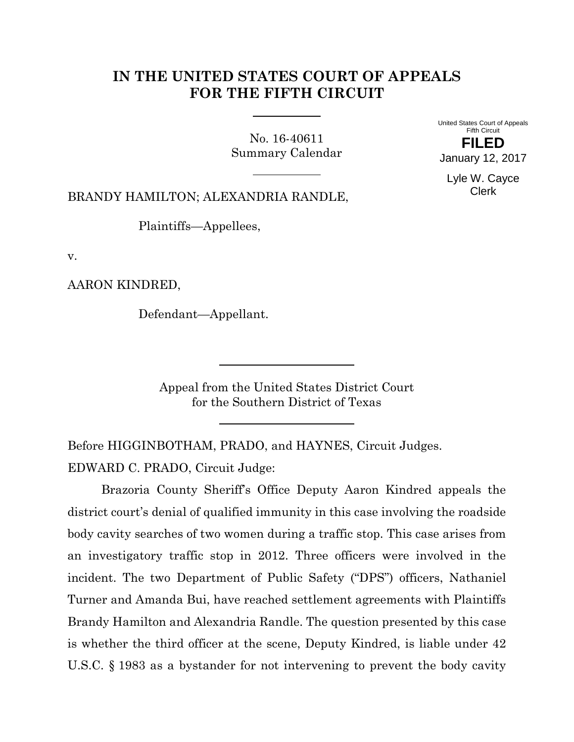# IN THE UNITED STATES COURT OF APPEALS FOR THE FIFTH CIRCUIT

No. 16-40611
Summary Calendar

United States Court of Appeals
Fifth Circuit

**FILED**

January 12, 2017

Lyle W. Cayce
Clerk

BRANDY HAMILTON; ALEXANDRIA RANDLE,

Plaintiffs—Appellees,

v.

AARON KINDRED,

Defendant—Appellant.

Appeal from the United States District Court
for the Southern District of Texas

Before HIGGINBOTHAM, PRADO, and HAYNES, Circuit Judges.

EDWARD C. PRADO, Circuit Judge:

Brazoria County Sheriff's Office Deputy Aaron Kindred appeals the district court's denial of qualified immunity in this case involving the roadside body cavity searches of two women during a traffic stop. This case arises from an investigatory traffic stop in 2012. Three officers were involved in the incident. The two Department of Public Safety ("DPS") officers, Nathaniel Turner and Amanda Bui, have reached settlement agreements with Plaintiffs Brandy Hamilton and Alexandria Randle. The question presented by this case is whether the third officer at the scene, Deputy Kindred, is liable under 42 U.S.C. § 1983 as a bystander for not intervening to prevent the body cavity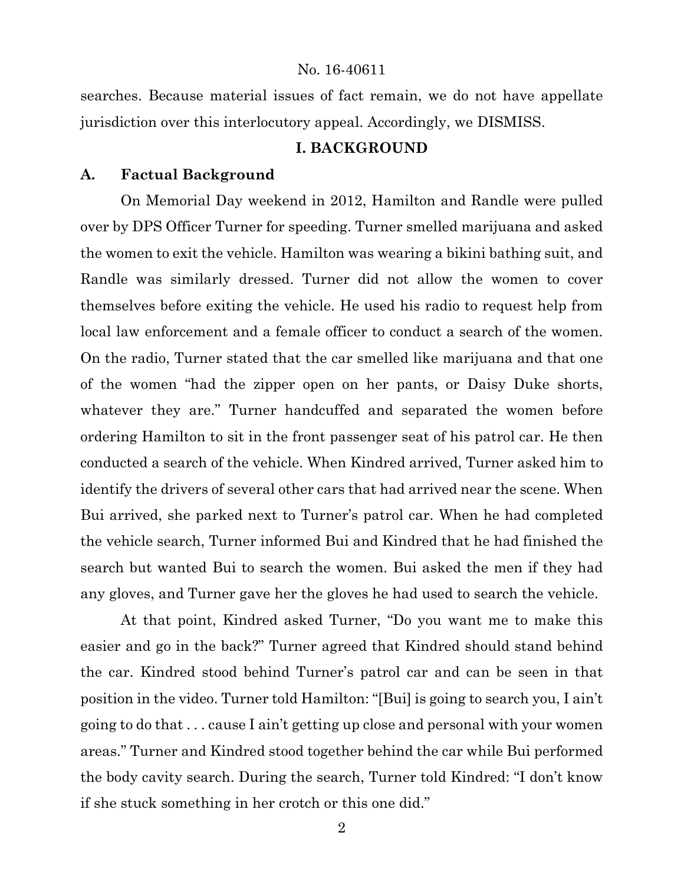searches. Because material issues of fact remain, we do not have appellate jurisdiction over this interlocutory appeal. Accordingly, we DISMISS.

## I. BACKGROUND

### A. Factual Background

On Memorial Day weekend in 2012, Hamilton and Randle were pulled over by DPS Officer Turner for speeding. Turner smelled marijuana and asked the women to exit the vehicle. Hamilton was wearing a bikini bathing suit, and Randle was similarly dressed. Turner did not allow the women to cover themselves before exiting the vehicle. He used his radio to request help from local law enforcement and a female officer to conduct a search of the women. On the radio, Turner stated that the car smelled like marijuana and that one of the women "had the zipper open on her pants, or Daisy Duke shorts, whatever they are." Turner handcuffed and separated the women before ordering Hamilton to sit in the front passenger seat of his patrol car. He then conducted a search of the vehicle. When Kindred arrived, Turner asked him to identify the drivers of several other cars that had arrived near the scene. When Bui arrived, she parked next to Turner's patrol car. When he had completed the vehicle search, Turner informed Bui and Kindred that he had finished the search but wanted Bui to search the women. Bui asked the men if they had any gloves, and Turner gave her the gloves he had used to search the vehicle.

At that point, Kindred asked Turner, "Do you want me to make this easier and go in the back?" Turner agreed that Kindred should stand behind the car. Kindred stood behind Turner's patrol car and can be seen in that position in the video. Turner told Hamilton: "[Bui] is going to search you, I ain't going to do that . . . cause I ain't getting up close and personal with your women areas." Turner and Kindred stood together behind the car while Bui performed the body cavity search. During the search, Turner told Kindred: "I don't know if she stuck something in her crotch or this one did."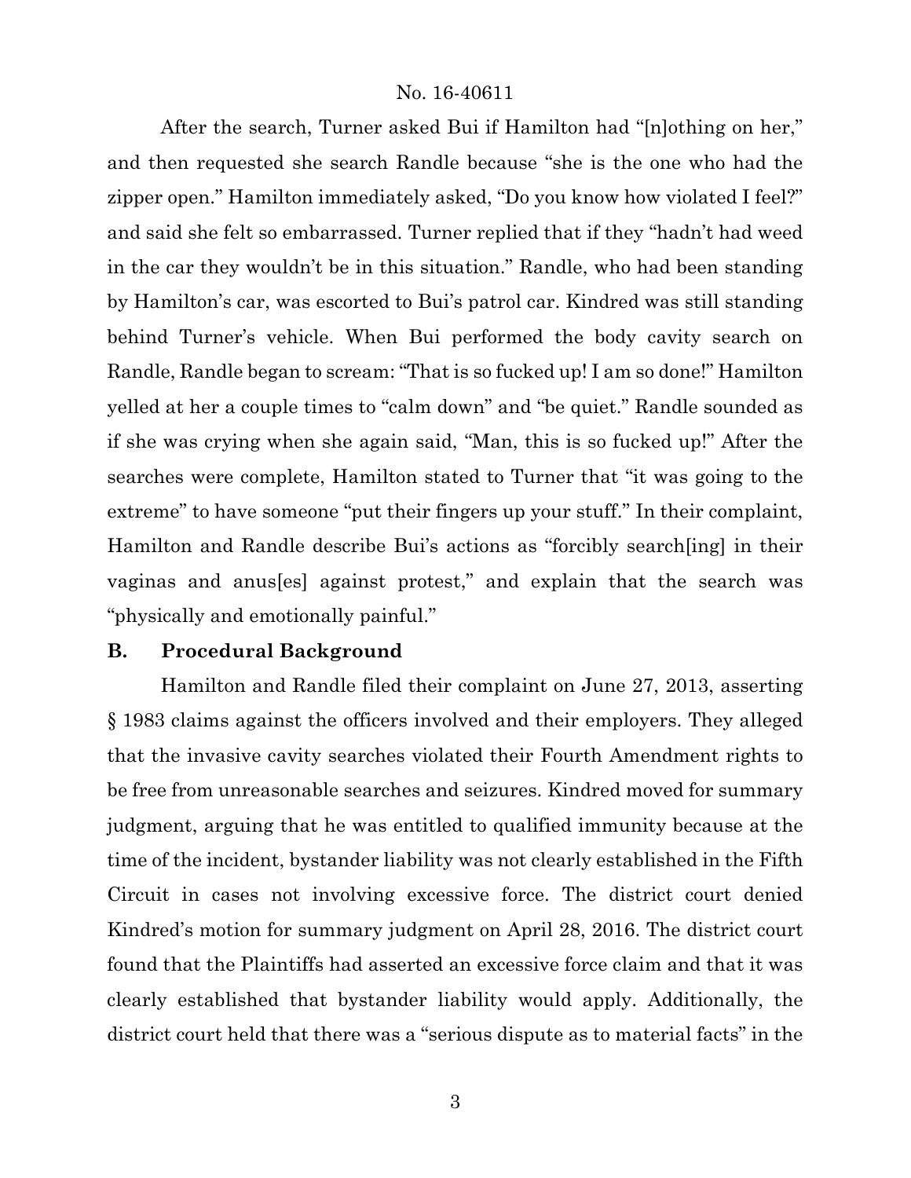After the search, Turner asked Bui if Hamilton had "[n]othing on her," and then requested she search Randle because "she is the one who had the zipper open." Hamilton immediately asked, "Do you know how violated I feel?" and said she felt so embarrassed. Turner replied that if they "hadn't had weed in the car they wouldn't be in this situation." Randle, who had been standing by Hamilton's car, was escorted to Bui's patrol car. Kindred was still standing behind Turner's vehicle. When Bui performed the body cavity search on Randle, Randle began to scream: "That is so fucked up! I am so done!" Hamilton yelled at her a couple times to "calm down" and "be quiet." Randle sounded as if she was crying when she again said, "Man, this is so fucked up!" After the searches were complete, Hamilton stated to Turner that "it was going to the extreme" to have someone "put their fingers up your stuff." In their complaint, Hamilton and Randle describe Bui's actions as "forcibly search[ing] in their vaginas and anus[es] against protest," and explain that the search was "physically and emotionally painful."

### B. Procedural Background

Hamilton and Randle filed their complaint on June 27, 2013, asserting § 1983 claims against the officers involved and their employers. They alleged that the invasive cavity searches violated their Fourth Amendment rights to be free from unreasonable searches and seizures. Kindred moved for summary judgment, arguing that he was entitled to qualified immunity because at the time of the incident, bystander liability was not clearly established in the Fifth Circuit in cases not involving excessive force. The district court denied Kindred's motion for summary judgment on April 28, 2016. The district court found that the Plaintiffs had asserted an excessive force claim and that it was clearly established that bystander liability would apply. Additionally, the district court held that there was a "serious dispute as to material facts" in the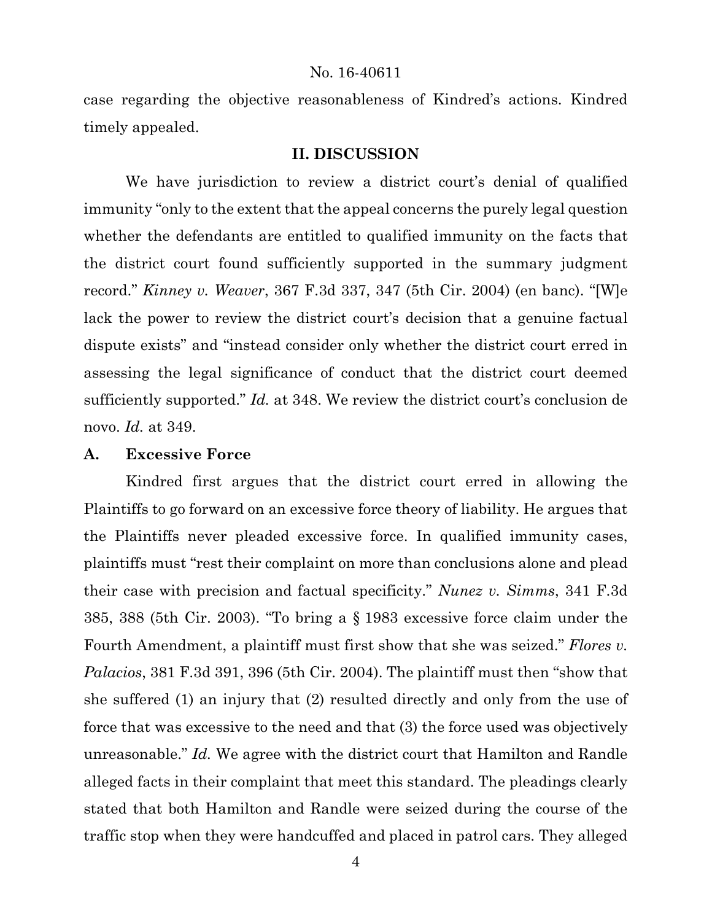case regarding the objective reasonableness of Kindred's actions. Kindred timely appealed.

## II. DISCUSSION

We have jurisdiction to review a district court's denial of qualified immunity "only to the extent that the appeal concerns the purely legal question whether the defendants are entitled to qualified immunity on the facts that the district court found sufficiently supported in the summary judgment record." *Kinney v. Weaver*, 367 F.3d 337, 347 (5th Cir. 2004) (en banc). "[W]e lack the power to review the district court's decision that a genuine factual dispute exists" and "instead consider only whether the district court erred in assessing the legal significance of conduct that the district court deemed sufficiently supported." *Id.* at 348. We review the district court's conclusion de novo. *Id.* at 349.

### A. Excessive Force

Kindred first argues that the district court erred in allowing the Plaintiffs to go forward on an excessive force theory of liability. He argues that the Plaintiffs never pleaded excessive force. In qualified immunity cases, plaintiffs must "rest their complaint on more than conclusions alone and plead their case with precision and factual specificity." *Nunez v. Simms*, 341 F.3d 385, 388 (5th Cir. 2003). "To bring a § 1983 excessive force claim under the Fourth Amendment, a plaintiff must first show that she was seized." *Flores v. Palacios*, 381 F.3d 391, 396 (5th Cir. 2004). The plaintiff must then "show that she suffered (1) an injury that (2) resulted directly and only from the use of force that was excessive to the need and that (3) the force used was objectively unreasonable." *Id.* We agree with the district court that Hamilton and Randle alleged facts in their complaint that meet this standard. The pleadings clearly stated that both Hamilton and Randle were seized during the course of the traffic stop when they were handcuffed and placed in patrol cars. They alleged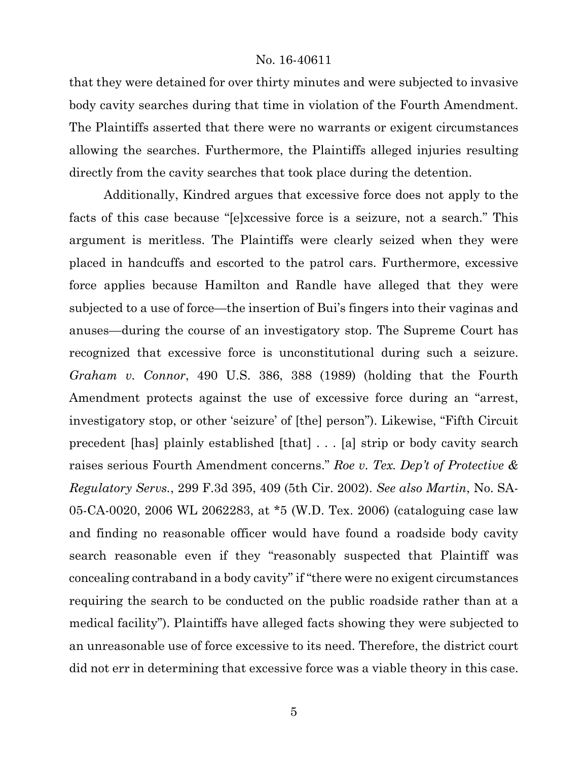that they were detained for over thirty minutes and were subjected to invasive body cavity searches during that time in violation of the Fourth Amendment. The Plaintiffs asserted that there were no warrants or exigent circumstances allowing the searches. Furthermore, the Plaintiffs alleged injuries resulting directly from the cavity searches that took place during the detention.

Additionally, Kindred argues that excessive force does not apply to the facts of this case because "[e]xcessive force is a seizure, not a search." This argument is meritless. The Plaintiffs were clearly seized when they were placed in handcuffs and escorted to the patrol cars. Furthermore, excessive force applies because Hamilton and Randle have alleged that they were subjected to a use of force—the insertion of Bui's fingers into their vaginas and anuses—during the course of an investigatory stop. The Supreme Court has recognized that excessive force is unconstitutional during such a seizure. *Graham v. Connor*, 490 U.S. 386, 388 (1989) (holding that the Fourth Amendment protects against the use of excessive force during an "arrest, investigatory stop, or other 'seizure' of [the] person"). Likewise, "Fifth Circuit precedent [has] plainly established [that] . . . [a] strip or body cavity search raises serious Fourth Amendment concerns." *Roe v. Tex. Dep't of Protective & Regulatory Servs.*, 299 F.3d 395, 409 (5th Cir. 2002). *See also Martin*, No. SA-05-CA-0020, 2006 WL 2062283, at *5 (W.D. Tex. 2006) (cataloguing case law and finding no reasonable officer would have found a roadside body cavity search reasonable even if they "reasonably suspected that Plaintiff was concealing contraband in a body cavity" if "there were no exigent circumstances requiring the search to be conducted on the public roadside rather than at a medical facility"). Plaintiffs have alleged facts showing they were subjected to an unreasonable use of force excessive to its need. Therefore, the district court did not err in determining that excessive force was a viable theory in this case.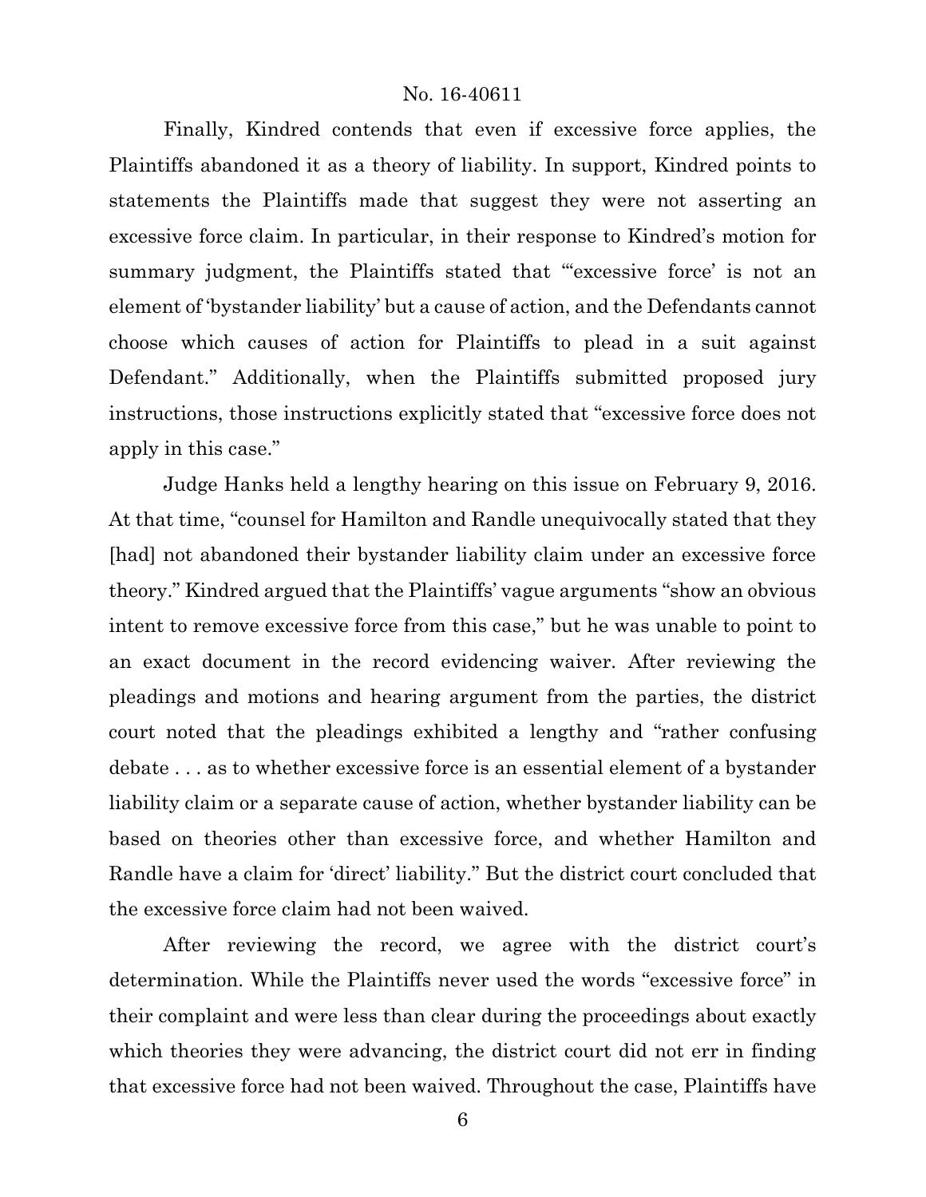Finally, Kindred contends that even if excessive force applies, the Plaintiffs abandoned it as a theory of liability. In support, Kindred points to statements the Plaintiffs made that suggest they were not asserting an excessive force claim. In particular, in their response to Kindred's motion for summary judgment, the Plaintiffs stated that "'excessive force' is not an element of 'bystander liability' but a cause of action, and the Defendants cannot choose which causes of action for Plaintiffs to plead in a suit against Defendant." Additionally, when the Plaintiffs submitted proposed jury instructions, those instructions explicitly stated that "excessive force does not apply in this case."

Judge Hanks held a lengthy hearing on this issue on February 9, 2016. At that time, "counsel for Hamilton and Randle unequivocally stated that they [had] not abandoned their bystander liability claim under an excessive force theory." Kindred argued that the Plaintiffs' vague arguments "show an obvious intent to remove excessive force from this case," but he was unable to point to an exact document in the record evidencing waiver. After reviewing the pleadings and motions and hearing argument from the parties, the district court noted that the pleadings exhibited a lengthy and "rather confusing debate . . . as to whether excessive force is an essential element of a bystander liability claim or a separate cause of action, whether bystander liability can be based on theories other than excessive force, and whether Hamilton and Randle have a claim for 'direct' liability." But the district court concluded that the excessive force claim had not been waived.

After reviewing the record, we agree with the district court's determination. While the Plaintiffs never used the words "excessive force" in their complaint and were less than clear during the proceedings about exactly which theories they were advancing, the district court did not err in finding that excessive force had not been waived. Throughout the case, Plaintiffs have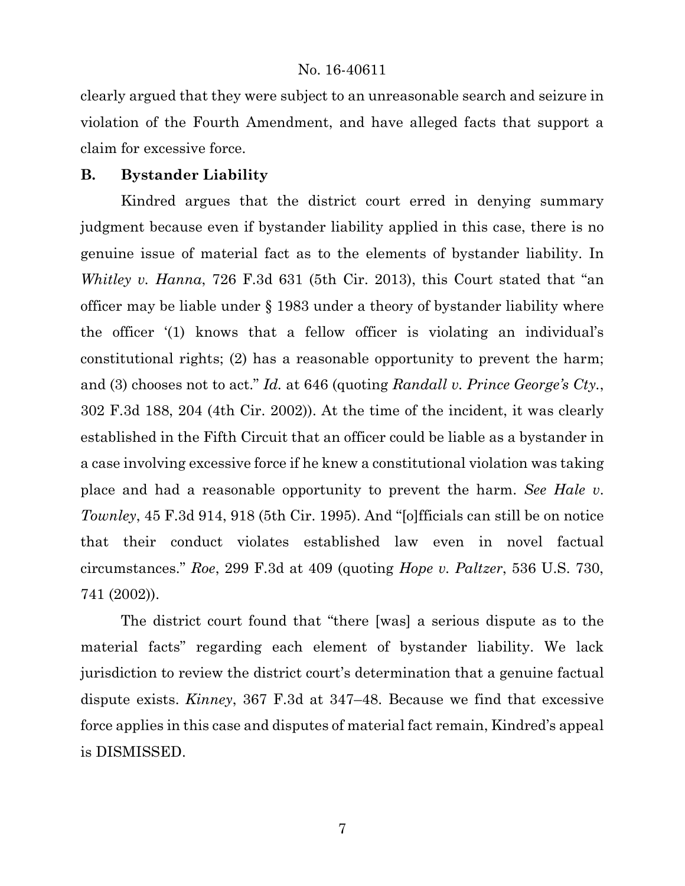clearly argued that they were subject to an unreasonable search and seizure in violation of the Fourth Amendment, and have alleged facts that support a claim for excessive force.

### B. Bystander Liability

Kindred argues that the district court erred in denying summary judgment because even if bystander liability applied in this case, there is no genuine issue of material fact as to the elements of bystander liability. In *Whitley v. Hanna*, 726 F.3d 631 (5th Cir. 2013), this Court stated that "an officer may be liable under § 1983 under a theory of bystander liability where the officer '(1) knows that a fellow officer is violating an individual's constitutional rights; (2) has a reasonable opportunity to prevent the harm; and (3) chooses not to act." *Id.* at 646 (quoting *Randall v. Prince George's Cty.*, 302 F.3d 188, 204 (4th Cir. 2002)). At the time of the incident, it was clearly established in the Fifth Circuit that an officer could be liable as a bystander in a case involving excessive force if he knew a constitutional violation was taking place and had a reasonable opportunity to prevent the harm. *See Hale v. Townley*, 45 F.3d 914, 918 (5th Cir. 1995). And "[o]fficials can still be on notice that their conduct violates established law even in novel factual circumstances." *Roe*, 299 F.3d at 409 (quoting *Hope v. Paltzer*, 536 U.S. 730, 741 (2002)).

The district court found that "there [was] a serious dispute as to the material facts" regarding each element of bystander liability. We lack jurisdiction to review the district court's determination that a genuine factual dispute exists. *Kinney*, 367 F.3d at 347–48. Because we find that excessive force applies in this case and disputes of material fact remain, Kindred's appeal is DISMISSED.